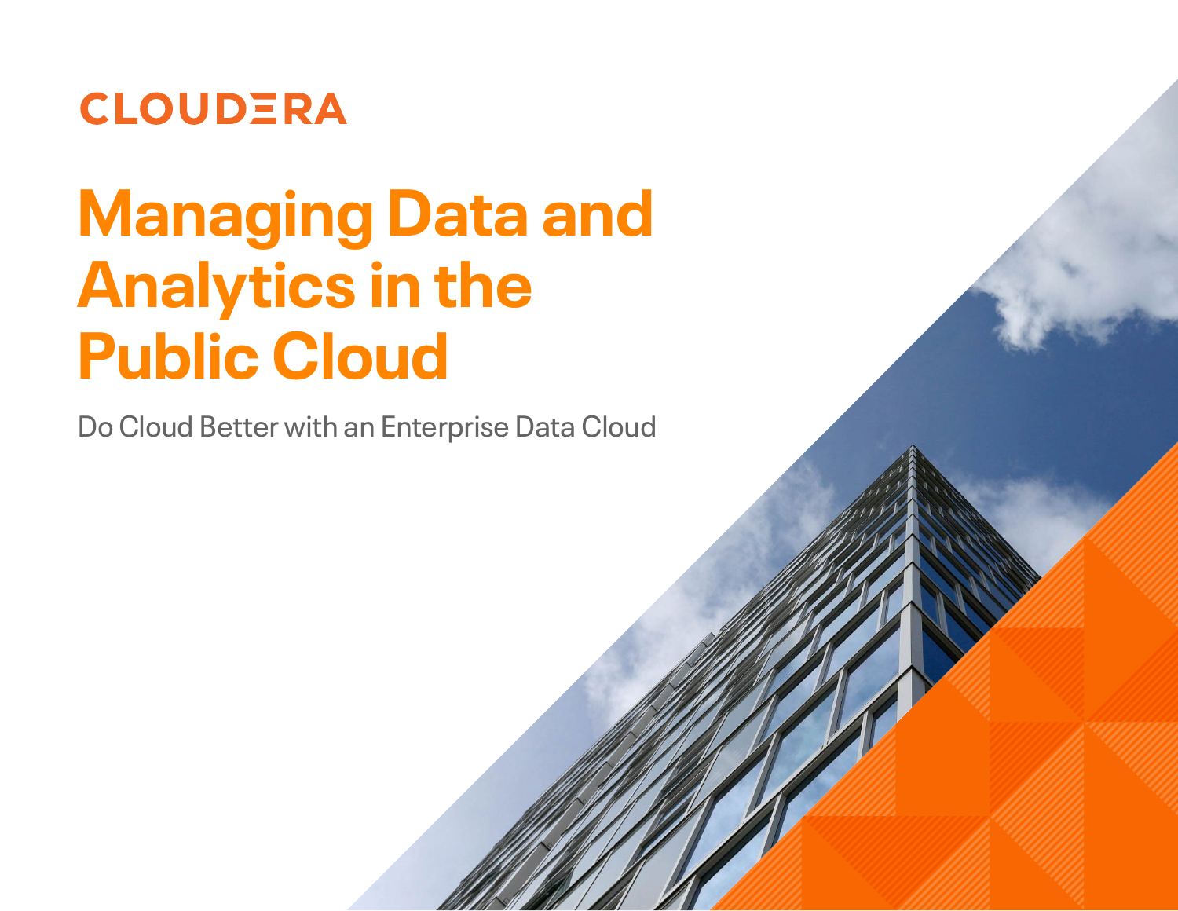CLOUDERA

# Managing Data and Analytics in the Public Cloud

Do Cloud Better with an Enterprise Data Cloud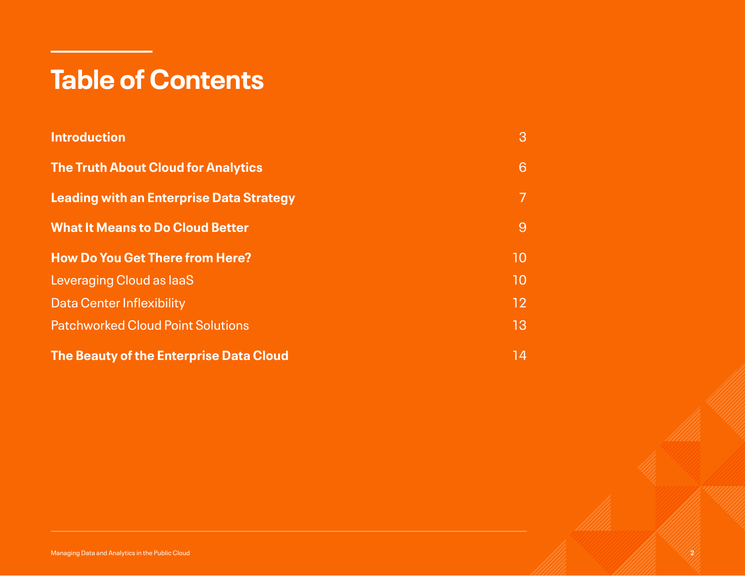# Table of Contents

| | |
|---|---|
| **Introduction** | 3 |
| **The Truth About Cloud for Analytics** | 6 |
| **Leading with an Enterprise Data Strategy** | 7 |
| **What It Means to Do Cloud Better** | 9 |
| **How Do You Get There from Here?** | 10 |
| Leveraging Cloud as IaaS | 10 |
| Data Center Inflexibility | 12 |
| Patchworked Cloud Point Solutions | 13 |
| **The Beauty of the Enterprise Data Cloud** | 14 |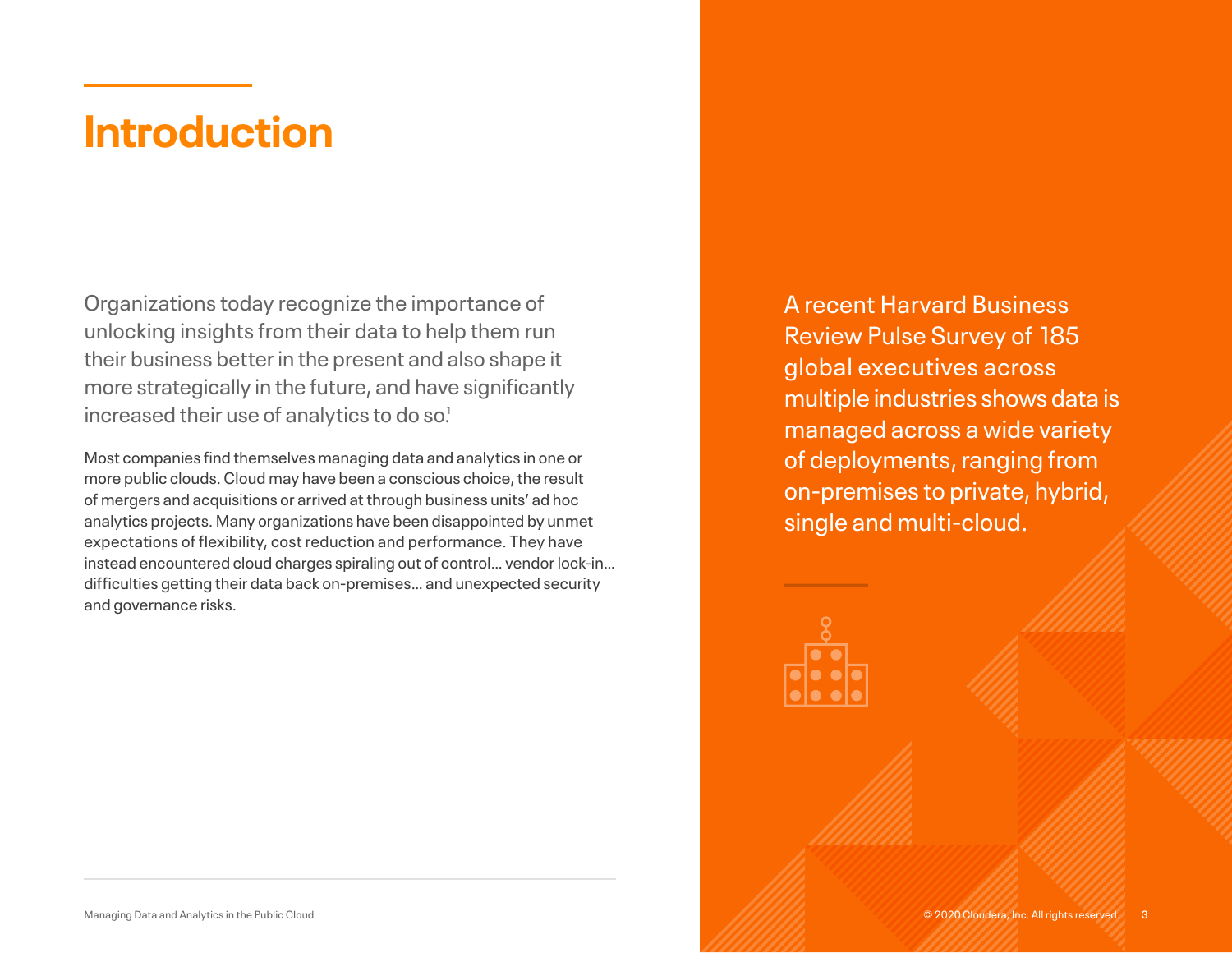# Introduction

Organizations today recognize the importance of unlocking insights from their data to help them run their business better in the present and also shape it more strategically in the future, and have significantly increased their use of analytics to do so.[1]

Most companies find themselves managing data and analytics in one or more public clouds. Cloud may have been a conscious choice, the result of mergers and acquisitions or arrived at through business units' ad hoc analytics projects. Many organizations have been disappointed by unmet expectations of flexibility, cost reduction and performance. They have instead encountered cloud charges spiraling out of control… vendor lock-in… difficulties getting their data back on-premises… and unexpected security and governance risks.

A recent Harvard Business Review Pulse Survey of 185 global executives across multiple industries shows data is managed across a wide variety of deployments, ranging from on-premises to private, hybrid, single and multi-cloud.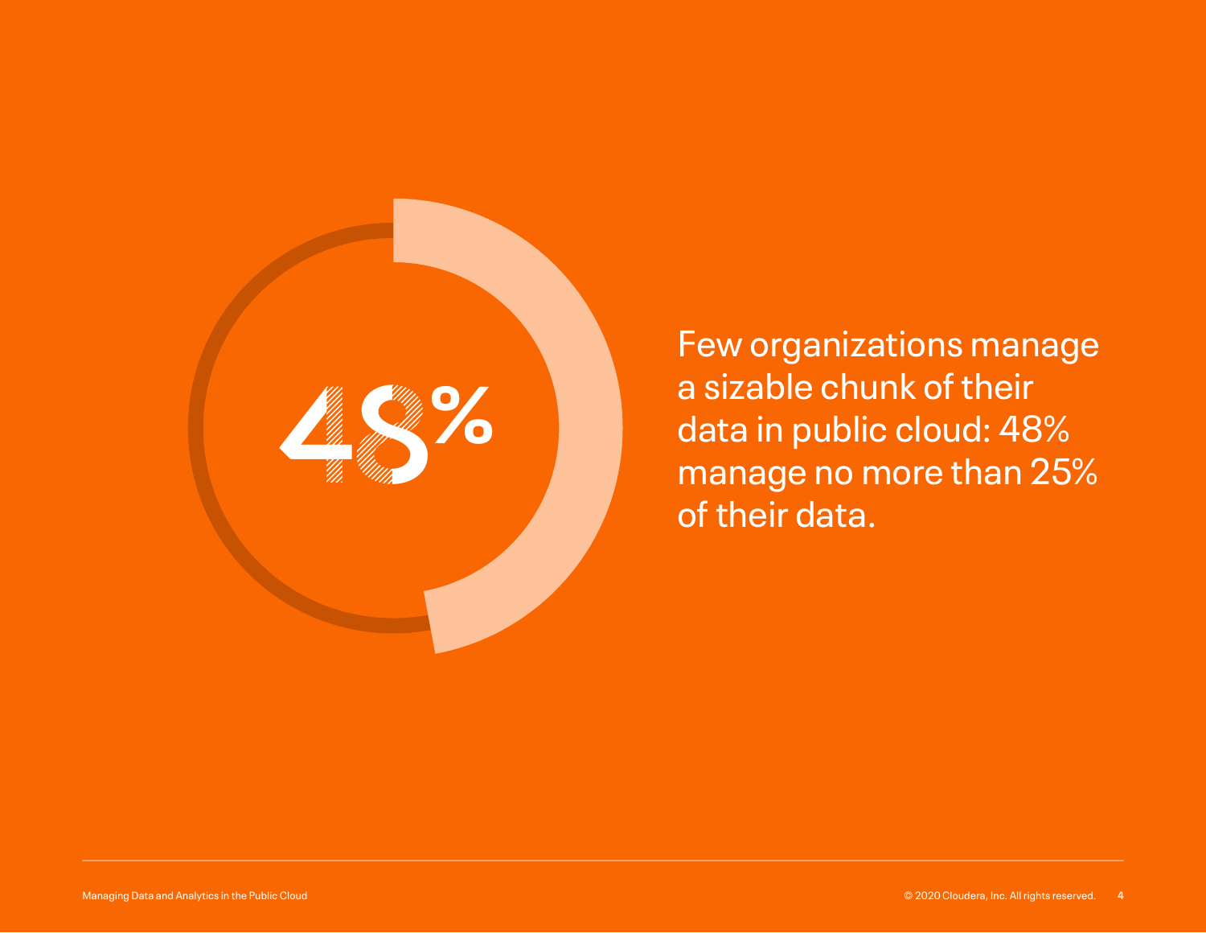48%

Few organizations manage a sizable chunk of their data in public cloud: 48% manage no more than 25% of their data.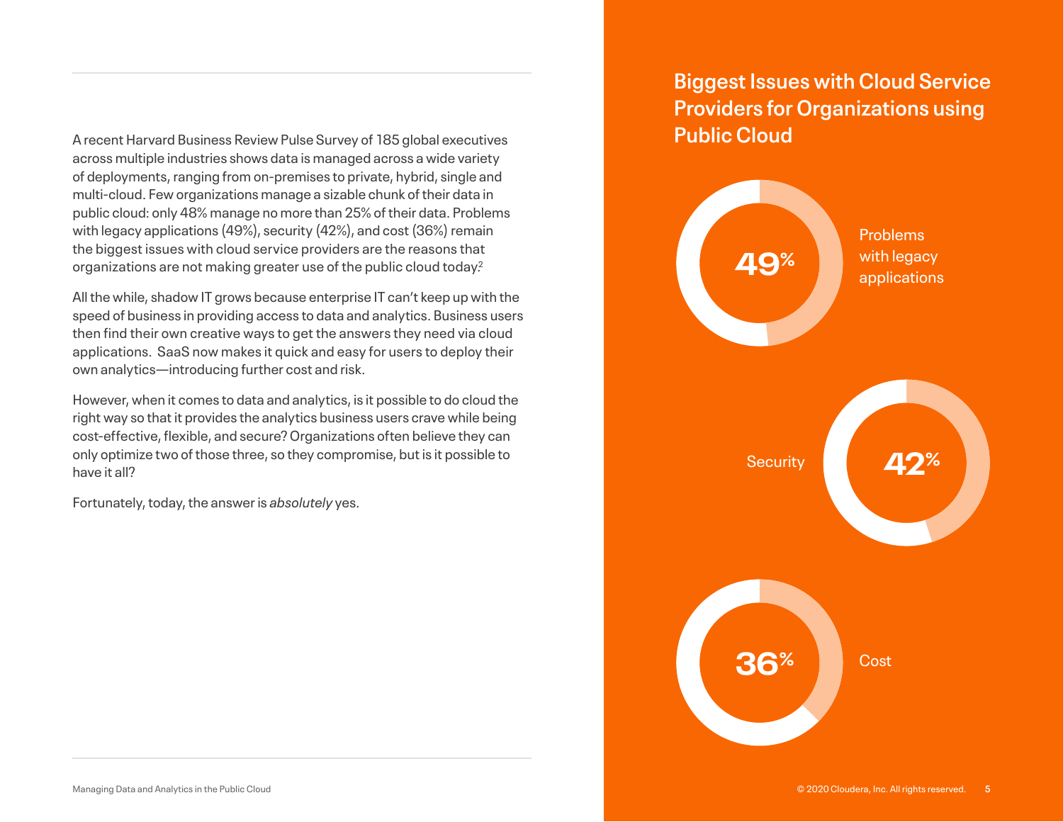A recent Harvard Business Review Pulse Survey of 185 global executives across multiple industries shows data is managed across a wide variety of deployments, ranging from on-premises to private, hybrid, single and multi-cloud. Few organizations manage a sizable chunk of their data in public cloud: only 48% manage no more than 25% of their data. Problems with legacy applications (49%), security (42%), and cost (36%) remain the biggest issues with cloud service providers are the reasons that organizations are not making greater use of the public cloud today.[2]

All the while, shadow IT grows because enterprise IT can't keep up with the speed of business in providing access to data and analytics. Business users then find their own creative ways to get the answers they need via cloud applications. SaaS now makes it quick and easy for users to deploy their own analytics—introducing further cost and risk.

However, when it comes to data and analytics, is it possible to do cloud the right way so that it provides the analytics business users crave while being cost-effective, flexible, and secure? Organizations often believe they can only optimize two of those three, so they compromise, but is it possible to have it all?

Fortunately, today, the answer is *absolutely* yes.

## Biggest Issues with Cloud Service Providers for Organizations using Public Cloud

**49%** Problems with legacy applications

**42%** Security

**36%** Cost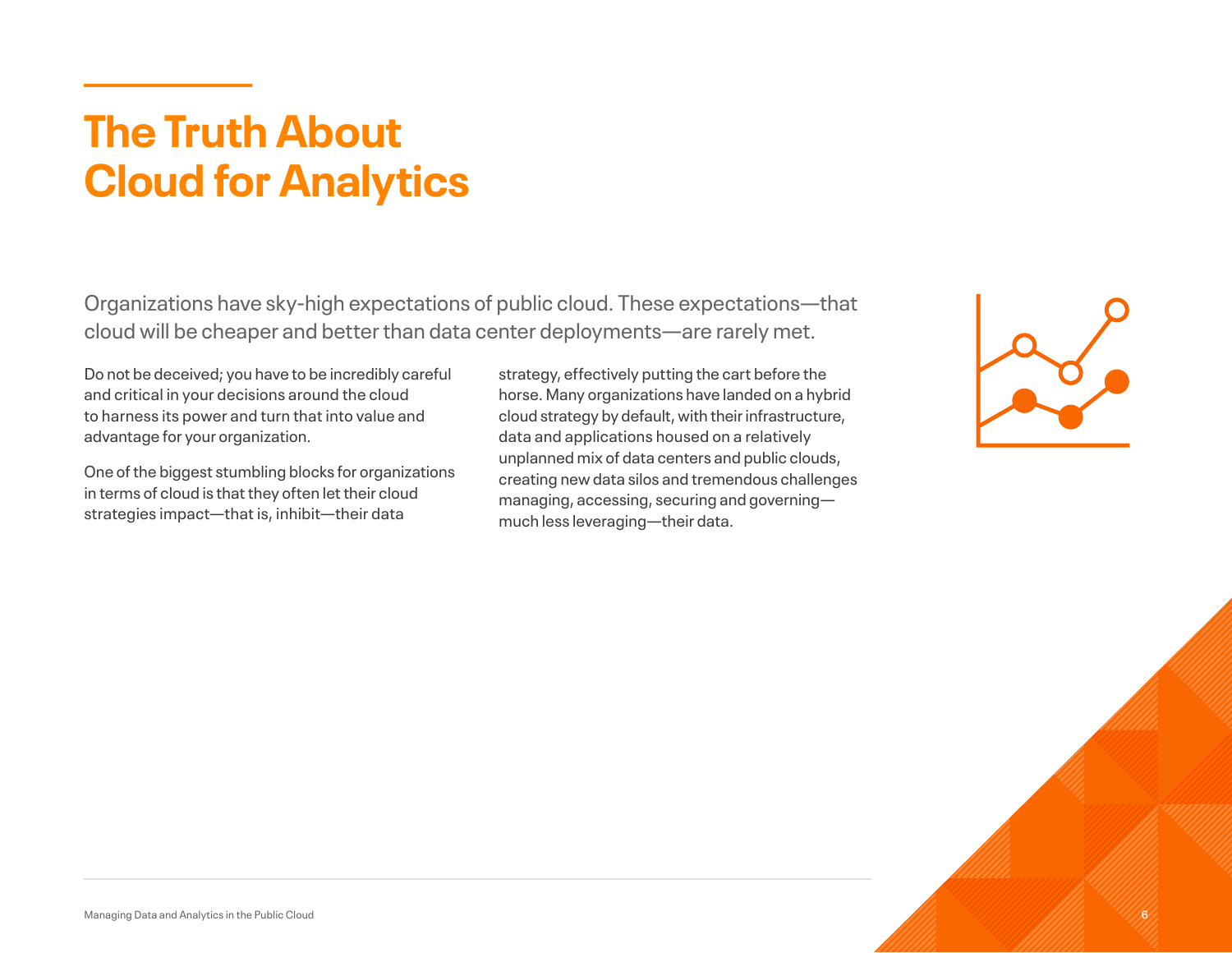# The Truth About Cloud for Analytics

Organizations have sky-high expectations of public cloud. These expectations—that cloud will be cheaper and better than data center deployments—are rarely met.

Do not be deceived; you have to be incredibly careful and critical in your decisions around the cloud to harness its power and turn that into value and advantage for your organization.

One of the biggest stumbling blocks for organizations in terms of cloud is that they often let their cloud strategies impact—that is, inhibit—their data strategy, effectively putting the cart before the horse. Many organizations have landed on a hybrid cloud strategy by default, with their infrastructure, data and applications housed on a relatively unplanned mix of data centers and public clouds, creating new data silos and tremendous challenges managing, accessing, securing and governing—much less leveraging—their data.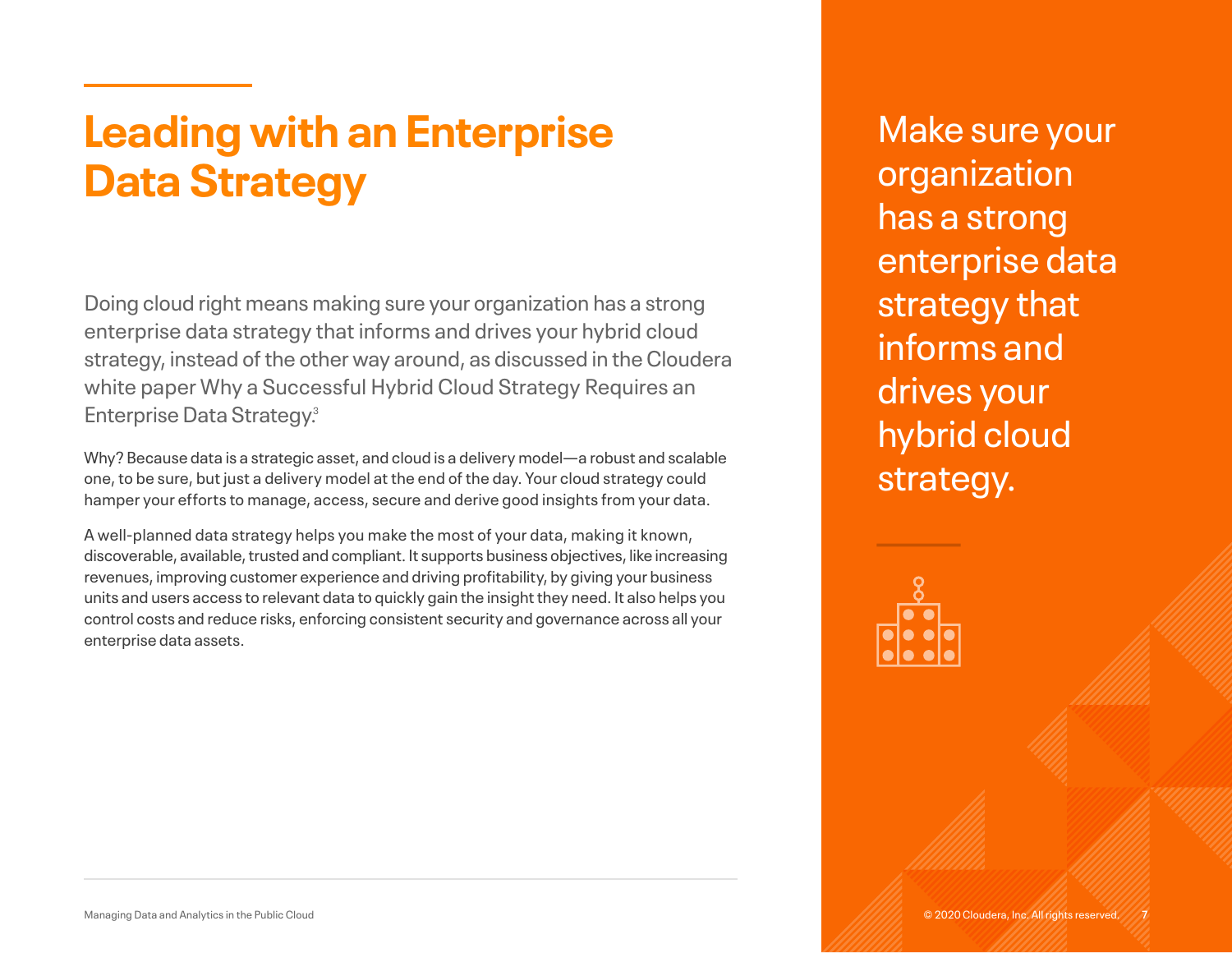# Leading with an Enterprise Data Strategy

Doing cloud right means making sure your organization has a strong enterprise data strategy that informs and drives your hybrid cloud strategy, instead of the other way around, as discussed in the Cloudera white paper Why a Successful Hybrid Cloud Strategy Requires an Enterprise Data Strategy.[3]

Why? Because data is a strategic asset, and cloud is a delivery model—a robust and scalable one, to be sure, but just a delivery model at the end of the day. Your cloud strategy could hamper your efforts to manage, access, secure and derive good insights from your data.

A well-planned data strategy helps you make the most of your data, making it known, discoverable, available, trusted and compliant. It supports business objectives, like increasing revenues, improving customer experience and driving profitability, by giving your business units and users access to relevant data to quickly gain the insight they need. It also helps you control costs and reduce risks, enforcing consistent security and governance across all your enterprise data assets.

Make sure your organization has a strong enterprise data strategy that informs and drives your hybrid cloud strategy.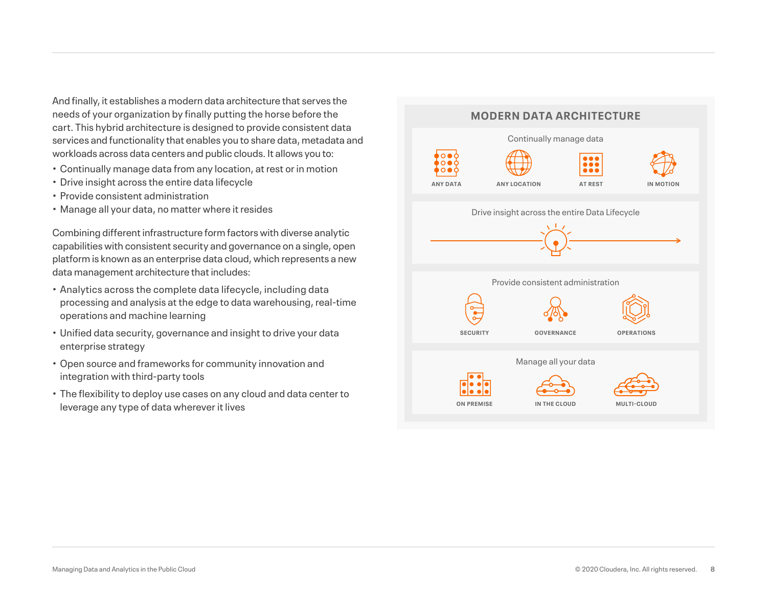And finally, it establishes a modern data architecture that serves the needs of your organization by finally putting the horse before the cart. This hybrid architecture is designed to provide consistent data services and functionality that enables you to share data, metadata and workloads across data centers and public clouds. It allows you to:

- Continually manage data from any location, at rest or in motion
- Drive insight across the entire data lifecycle
- Provide consistent administration
- Manage all your data, no matter where it resides

Combining different infrastructure form factors with diverse analytic capabilities with consistent security and governance on a single, open platform is known as an enterprise data cloud, which represents a new data management architecture that includes:

- Analytics across the complete data lifecycle, including data processing and analysis at the edge to data warehousing, real-time operations and machine learning
- Unified data security, governance and insight to drive your data enterprise strategy
- Open source and frameworks for community innovation and integration with third-party tools
- The flexibility to deploy use cases on any cloud and data center to leverage any type of data wherever it lives

## MODERN DATA ARCHITECTURE

**Continually manage data**

ANY DATA | ANY LOCATION | AT REST | IN MOTION

**Drive insight across the entire Data Lifecycle**

**Provide consistent administration**

SECURITY | GOVERNANCE | OPERATIONS

**Manage all your data**

ON PREMISE | IN THE CLOUD | MULTI-CLOUD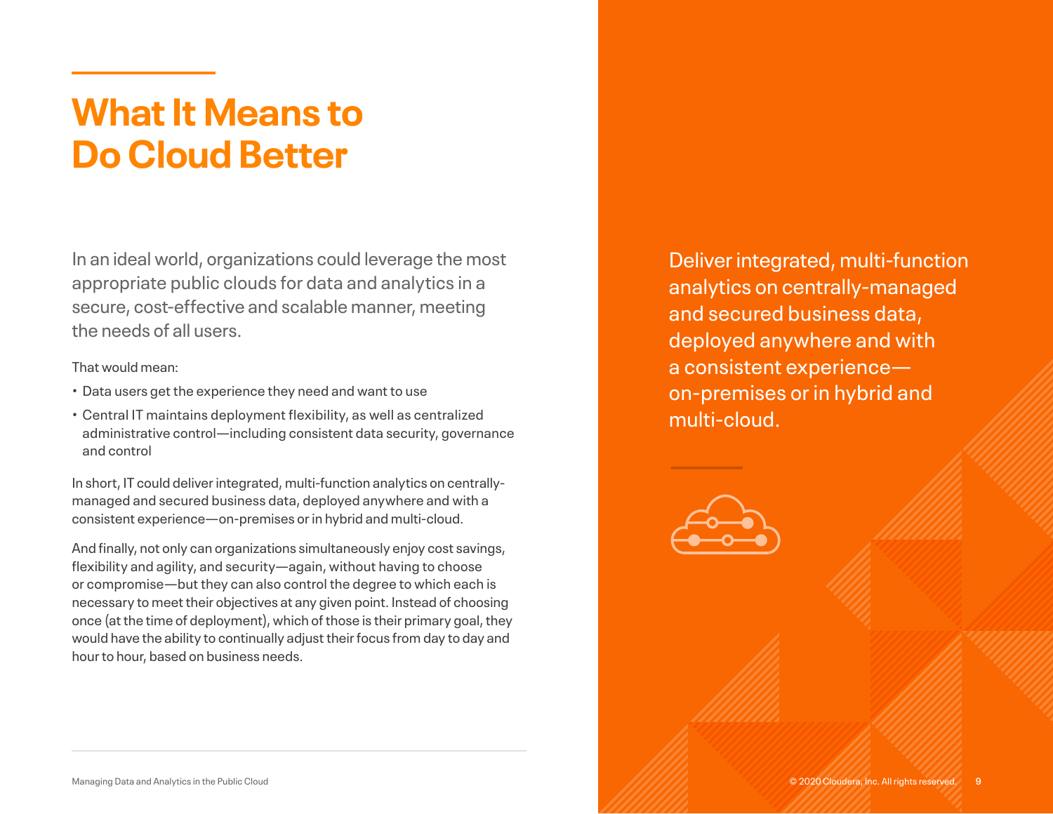# What It Means to Do Cloud Better

In an ideal world, organizations could leverage the most appropriate public clouds for data and analytics in a secure, cost-effective and scalable manner, meeting the needs of all users.

That would mean:

- Data users get the experience they need and want to use
- Central IT maintains deployment flexibility, as well as centralized administrative control—including consistent data security, governance and control

In short, IT could deliver integrated, multi-function analytics on centrally-managed and secured business data, deployed anywhere and with a consistent experience—on-premises or in hybrid and multi-cloud.

And finally, not only can organizations simultaneously enjoy cost savings, flexibility and agility, and security—again, without having to choose or compromise—but they can also control the degree to which each is necessary to meet their objectives at any given point. Instead of choosing once (at the time of deployment), which of those is their primary goal, they would have the ability to continually adjust their focus from day to day and hour to hour, based on business needs.

Deliver integrated, multi-function analytics on centrally-managed and secured business data, deployed anywhere and with a consistent experience—on-premises or in hybrid and multi-cloud.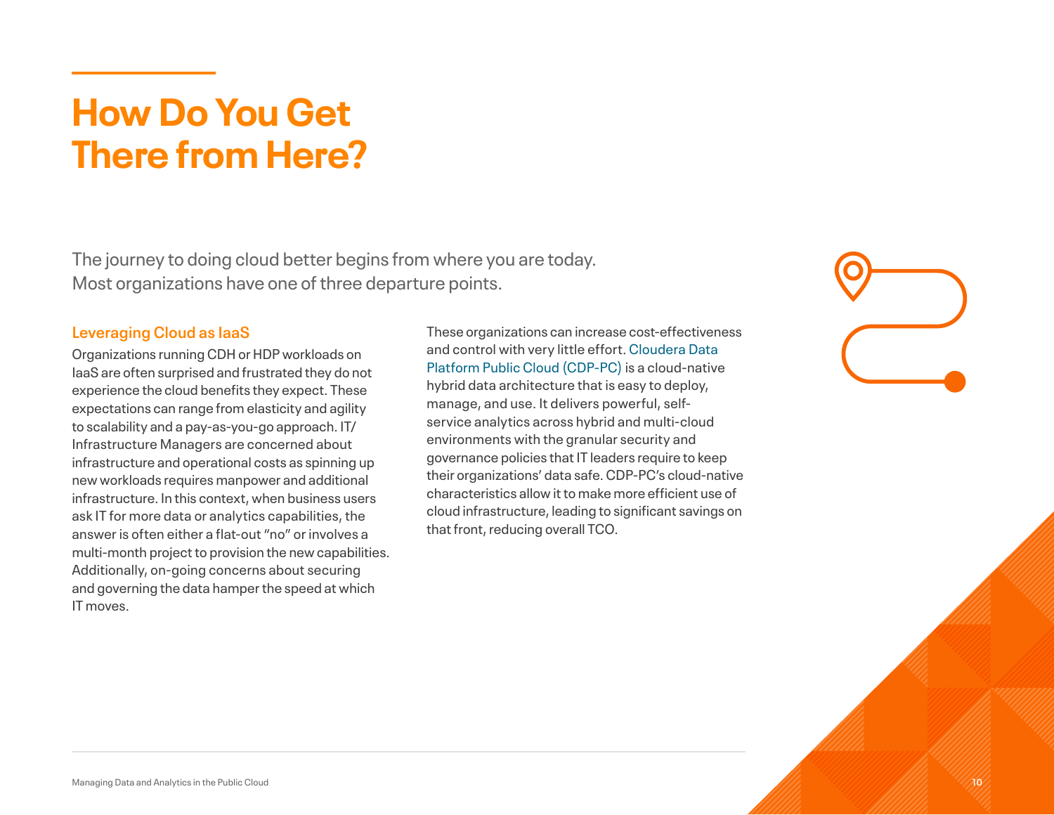# How Do You Get There from Here?

The journey to doing cloud better begins from where you are today. Most organizations have one of three departure points.

### Leveraging Cloud as IaaS

Organizations running CDH or HDP workloads on IaaS are often surprised and frustrated they do not experience the cloud benefits they expect. These expectations can range from elasticity and agility to scalability and a pay-as-you-go approach. IT/ Infrastructure Managers are concerned about infrastructure and operational costs as spinning up new workloads requires manpower and additional infrastructure. In this context, when business users ask IT for more data or analytics capabilities, the answer is often either a flat-out "no" or involves a multi-month project to provision the new capabilities. Additionally, on-going concerns about securing and governing the data hamper the speed at which IT moves.

These organizations can increase cost-effectiveness and control with very little effort. Cloudera Data Platform Public Cloud (CDP-PC) is a cloud-native hybrid data architecture that is easy to deploy, manage, and use. It delivers powerful, self-service analytics across hybrid and multi-cloud environments with the granular security and governance policies that IT leaders require to keep their organizations' data safe. CDP-PC's cloud-native characteristics allow it to make more efficient use of cloud infrastructure, leading to significant savings on that front, reducing overall TCO.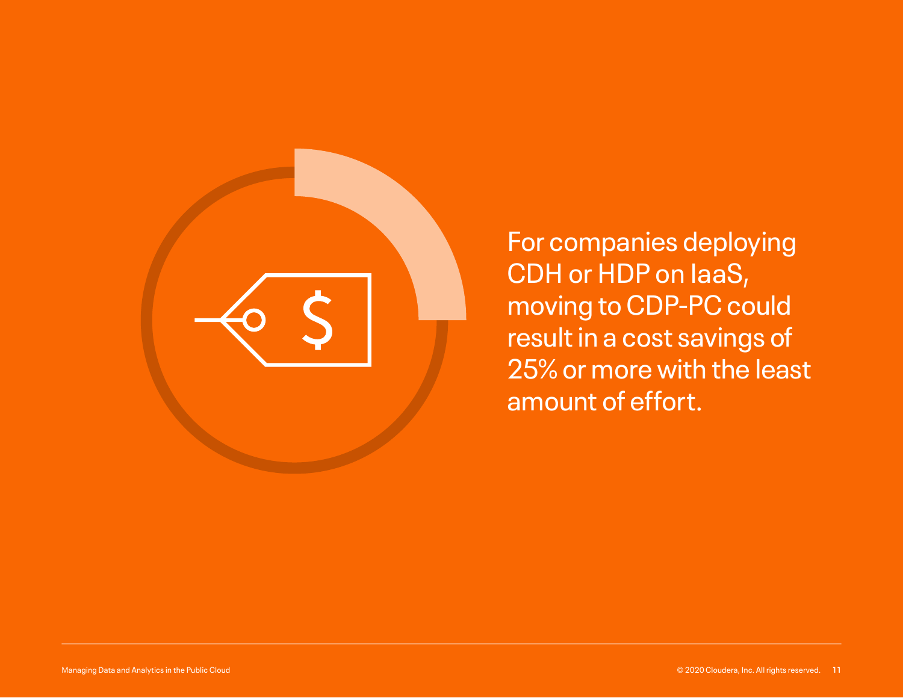For companies deploying CDH or HDP on IaaS, moving to CDP-PC could result in a cost savings of 25% or more with the least amount of effort.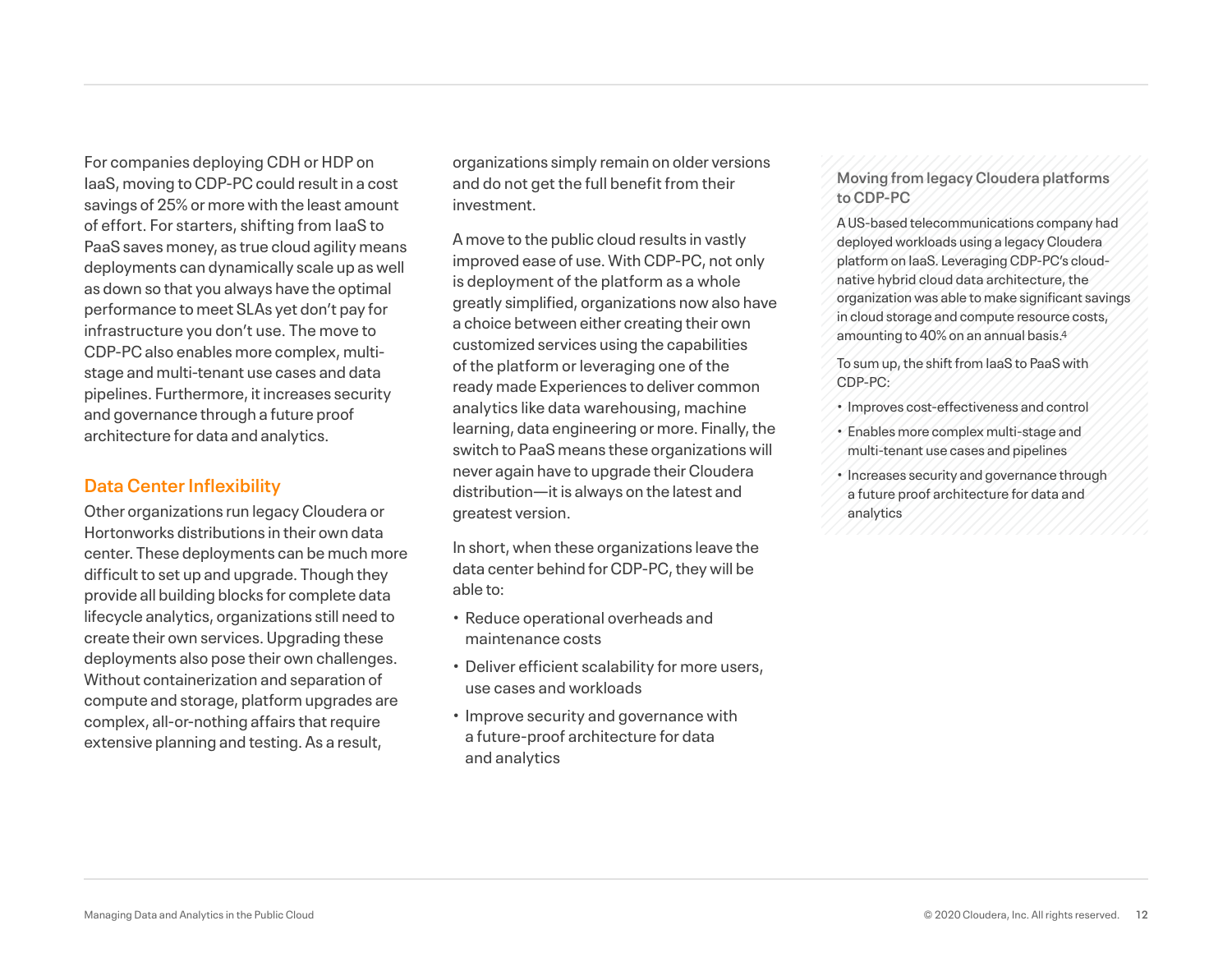For companies deploying CDH or HDP on IaaS, moving to CDP-PC could result in a cost savings of 25% or more with the least amount of effort. For starters, shifting from IaaS to PaaS saves money, as true cloud agility means deployments can dynamically scale up as well as down so that you always have the optimal performance to meet SLAs yet don't pay for infrastructure you don't use. The move to CDP-PC also enables more complex, multi-stage and multi-tenant use cases and data pipelines. Furthermore, it increases security and governance through a future proof architecture for data and analytics.

## Data Center Inflexibility

Other organizations run legacy Cloudera or Hortonworks distributions in their own data center. These deployments can be much more difficult to set up and upgrade. Though they provide all building blocks for complete data lifecycle analytics, organizations still need to create their own services. Upgrading these deployments also pose their own challenges. Without containerization and separation of compute and storage, platform upgrades are complex, all-or-nothing affairs that require extensive planning and testing. As a result, organizations simply remain on older versions and do not get the full benefit from their investment.

A move to the public cloud results in vastly improved ease of use. With CDP-PC, not only is deployment of the platform as a whole greatly simplified, organizations now also have a choice between either creating their own customized services using the capabilities of the platform or leveraging one of the ready made Experiences to deliver common analytics like data warehousing, machine learning, data engineering or more. Finally, the switch to PaaS means these organizations will never again have to upgrade their Cloudera distribution—it is always on the latest and greatest version.

In short, when these organizations leave the data center behind for CDP-PC, they will be able to:

- Reduce operational overheads and maintenance costs
- Deliver efficient scalability for more users, use cases and workloads
- Improve security and governance with a future-proof architecture for data and analytics

### Moving from legacy Cloudera platforms to CDP-PC

A US-based telecommunications company had deployed workloads using a legacy Cloudera platform on IaaS. Leveraging CDP-PC's cloud-native hybrid cloud data architecture, the organization was able to make significant savings in cloud storage and compute resource costs, amounting to 40% on an annual basis.[4]

To sum up, the shift from IaaS to PaaS with CDP-PC:

- Improves cost-effectiveness and control
- Enables more complex multi-stage and multi-tenant use cases and pipelines
- Increases security and governance through a future proof architecture for data and analytics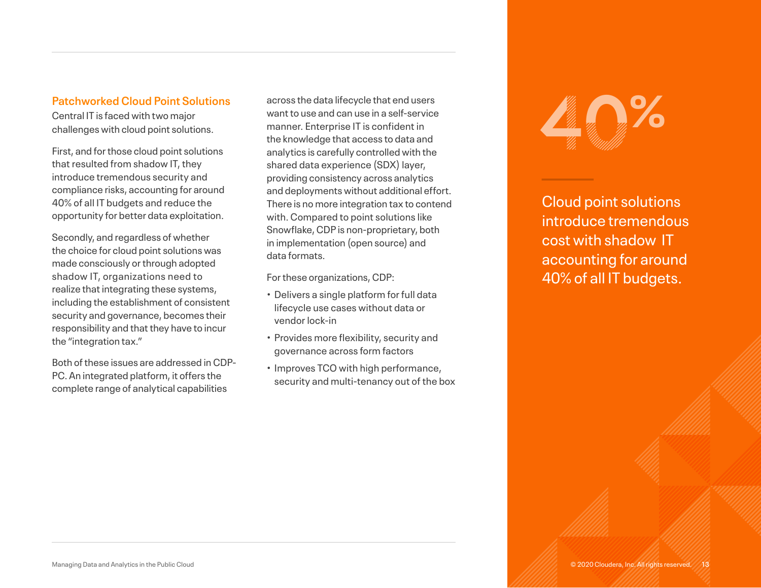## Patchworked Cloud Point Solutions

Central IT is faced with two major challenges with cloud point solutions.

First, and for those cloud point solutions that resulted from shadow IT, they introduce tremendous security and compliance risks, accounting for around 40% of all IT budgets and reduce the opportunity for better data exploitation.

Secondly, and regardless of whether the choice for cloud point solutions was made consciously or through adopted shadow IT, organizations need to realize that integrating these systems, including the establishment of consistent security and governance, becomes their responsibility and that they have to incur the "integration tax."

Both of these issues are addressed in CDP-PC. An integrated platform, it offers the complete range of analytical capabilities across the data lifecycle that end users want to use and can use in a self-service manner. Enterprise IT is confident in the knowledge that access to data and analytics is carefully controlled with the shared data experience (SDX) layer, providing consistency across analytics and deployments without additional effort. There is no more integration tax to contend with. Compared to point solutions like Snowflake, CDP is non-proprietary, both in implementation (open source) and data formats.

For these organizations, CDP:

- Delivers a single platform for full data lifecycle use cases without data or vendor lock-in
- Provides more flexibility, security and governance across form factors
- Improves TCO with high performance, security and multi-tenancy out of the box

**40%**

Cloud point solutions introduce tremendous cost with shadow IT accounting for around 40% of all IT budgets.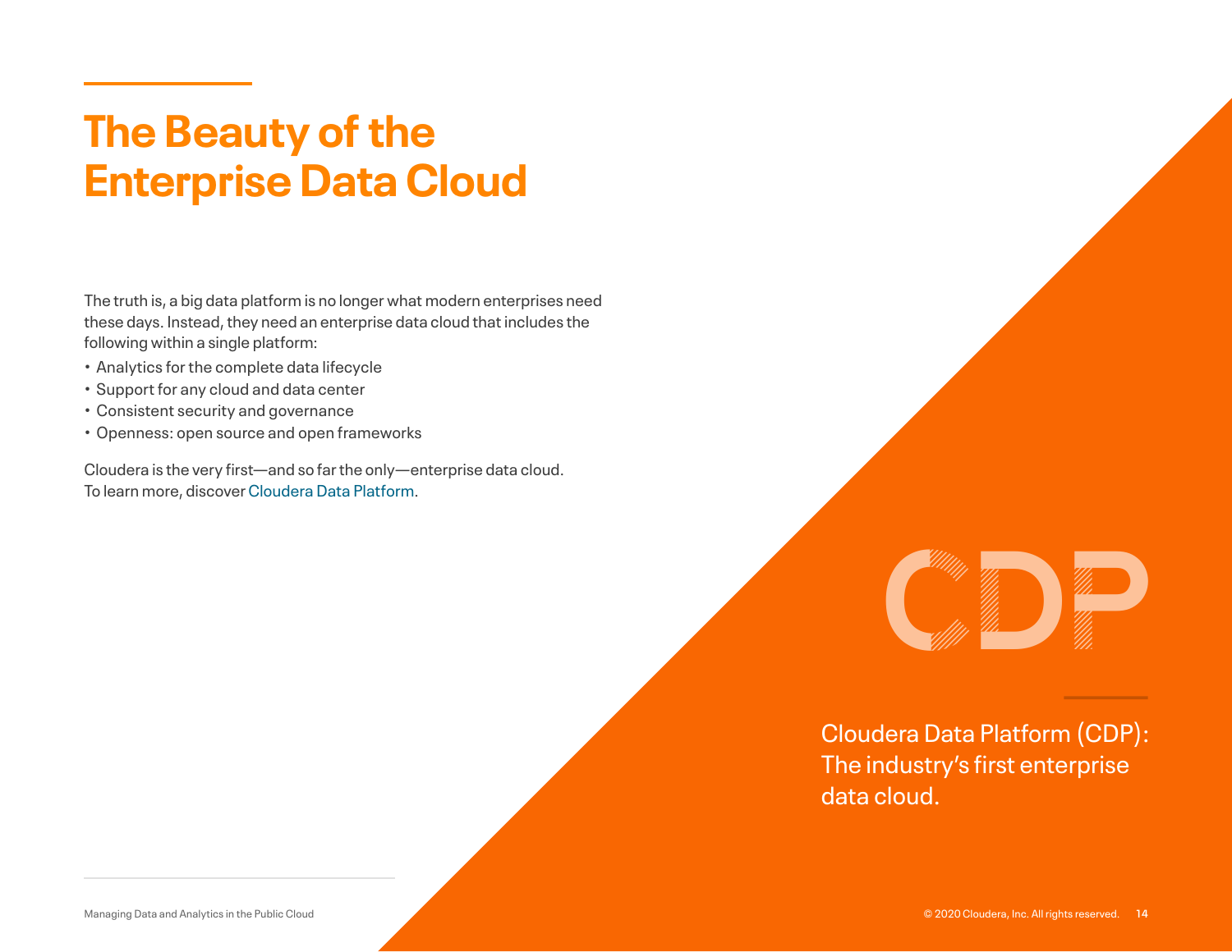# The Beauty of the Enterprise Data Cloud

The truth is, a big data platform is no longer what modern enterprises need these days. Instead, they need an enterprise data cloud that includes the following within a single platform:

- Analytics for the complete data lifecycle
- Support for any cloud and data center
- Consistent security and governance
- Openness: open source and open frameworks

Cloudera is the very first—and so far the only—enterprise data cloud. To learn more, discover Cloudera Data Platform.

CDP

Cloudera Data Platform (CDP): The industry's first enterprise data cloud.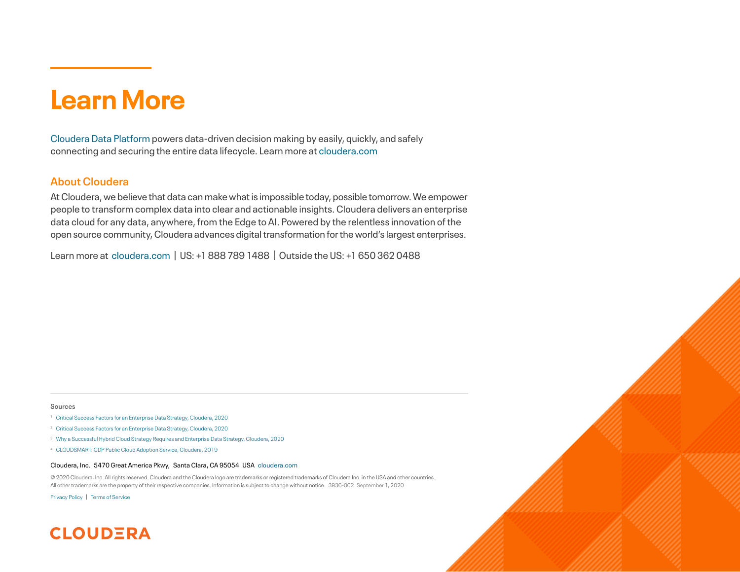# Learn More

Cloudera Data Platform powers data-driven decision making by easily, quickly, and safely connecting and securing the entire data lifecycle. Learn more at cloudera.com

## About Cloudera

At Cloudera, we believe that data can make what is impossible today, possible tomorrow. We empower people to transform complex data into clear and actionable insights. Cloudera delivers an enterprise data cloud for any data, anywhere, from the Edge to AI. Powered by the relentless innovation of the open source community, Cloudera advances digital transformation for the world's largest enterprises.

Learn more at cloudera.com | US: +1 888 789 1488 | Outside the US: +1 650 362 0488

---

**Sources**

[1] Critical Success Factors for an Enterprise Data Strategy, Cloudera, 2020

[2] Critical Success Factors for an Enterprise Data Strategy, Cloudera, 2020

[3] Why a Successful Hybrid Cloud Strategy Requires and Enterprise Data Strategy, Cloudera, 2020

[4] CLOUDSMART: CDP Public Cloud Adoption Service, Cloudera, 2019

Cloudera, Inc. 5470 Great America Pkwy, Santa Clara, CA 95054 USA cloudera.com

© 2020 Cloudera, Inc. All rights reserved. Cloudera and the Cloudera logo are trademarks or registered trademarks of Cloudera Inc. in the USA and other countries. All other trademarks are the property of their respective companies. Information is subject to change without notice. 3936-002 September 1, 2020

Privacy Policy | Terms of Service

CLOUDERA